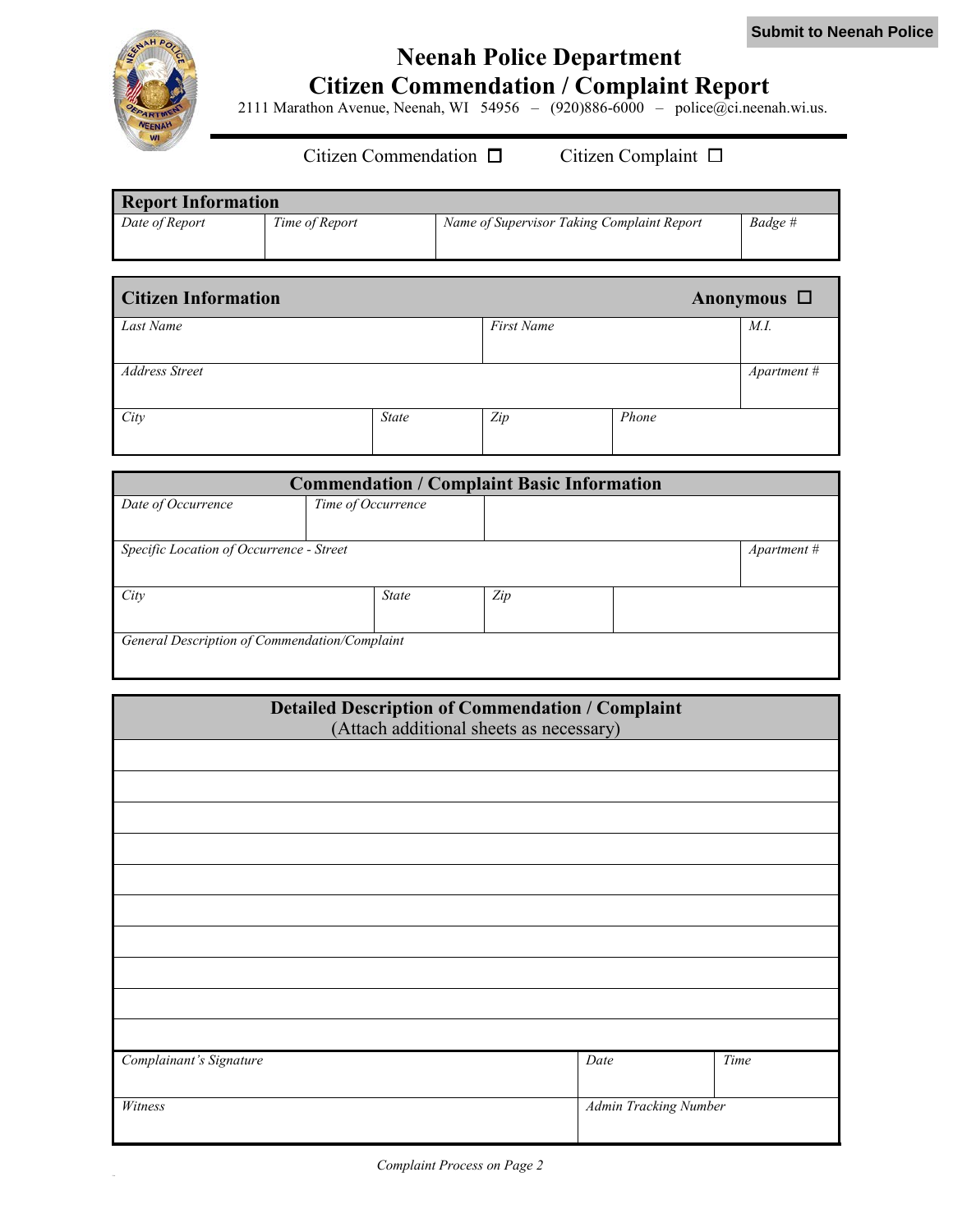Submit to Neenah Police

# Neenah Police Department
## Citizen Commendation / Complaint Report

2111 Marathon Avenue, Neenah, WI 54956 – (920)886-6000 – police@ci.neenah.wi.us.

Citizen Commendation ☐ Citizen Complaint ☐

| Report Information | | | |
|---|---|---|---|
| *Date of Report* | *Time of Report* | *Name of Supervisor Taking Complaint Report* | *Badge #* |

| Citizen Information | | | | Anonymous ☐ |
|---|---|---|---|---|
| *Last Name* | | *First Name* | | *M.I.* |
| *Address Street* | | | | *Apartment #* |
| *City* | *State* | *Zip* | *Phone* | |

| Commendation / Complaint Basic Information | | | | |
|---|---|---|---|---|
| *Date of Occurrence* | *Time of Occurrence* | | | |
| *Specific Location of Occurrence - Street* | | | | *Apartment #* |
| *City* | *State* | *Zip* | | |
| *General Description of Commendation/Complaint* | | | | |

| Detailed Description of Commendation / Complaint (Attach additional sheets as necessary) | | |
|---|---|---|
| | | |
| | | |
| | | |
| | | |
| | | |
| | | |
| | | |
| | | |
| | | |
| | | |
| *Complainant's Signature* | *Date* | *Time* |
| *Witness* | *Admin Tracking Number* | |

*Complaint Process on Page 2*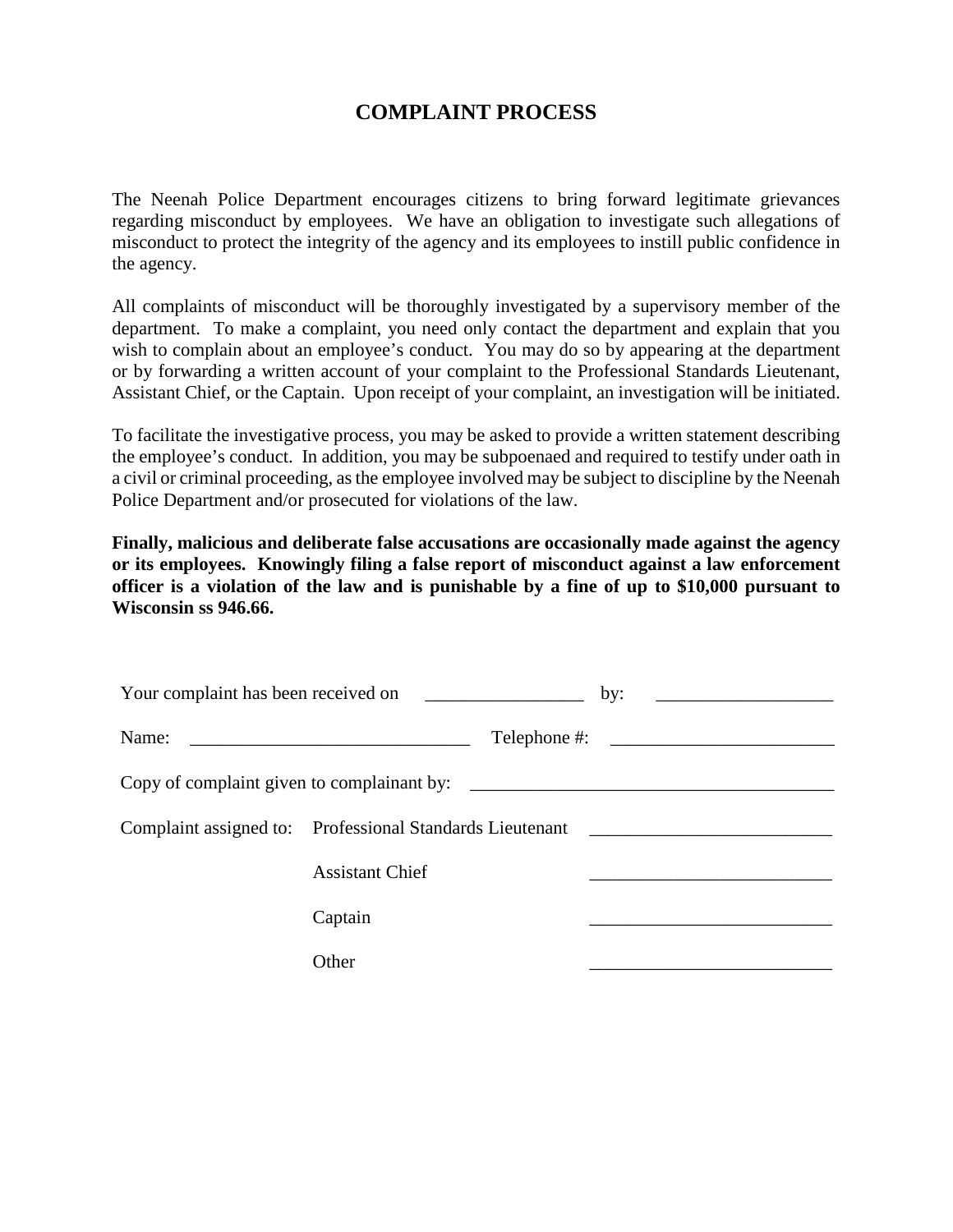# COMPLAINT PROCESS

The Neenah Police Department encourages citizens to bring forward legitimate grievances regarding misconduct by employees. We have an obligation to investigate such allegations of misconduct to protect the integrity of the agency and its employees to instill public confidence in the agency.

All complaints of misconduct will be thoroughly investigated by a supervisory member of the department. To make a complaint, you need only contact the department and explain that you wish to complain about an employee's conduct. You may do so by appearing at the department or by forwarding a written account of your complaint to the Professional Standards Lieutenant, Assistant Chief, or the Captain. Upon receipt of your complaint, an investigation will be initiated.

To facilitate the investigative process, you may be asked to provide a written statement describing the employee's conduct. In addition, you may be subpoenaed and required to testify under oath in a civil or criminal proceeding, as the employee involved may be subject to discipline by the Neenah Police Department and/or prosecuted for violations of the law.

**Finally, malicious and deliberate false accusations are occasionally made against the agency or its employees. Knowingly filing a false report of misconduct against a law enforcement officer is a violation of the law and is punishable by a fine of up to $10,000 pursuant to Wisconsin ss 946.66.**

Your complaint has been received on ________________ by: ___________________

Name: ______________________________ Telephone #: ________________________

Copy of complaint given to complainant by: _______________________________________

Complaint assigned to: Professional Standards Lieutenant __________________________

Assistant Chief __________________________

Captain __________________________

Other __________________________